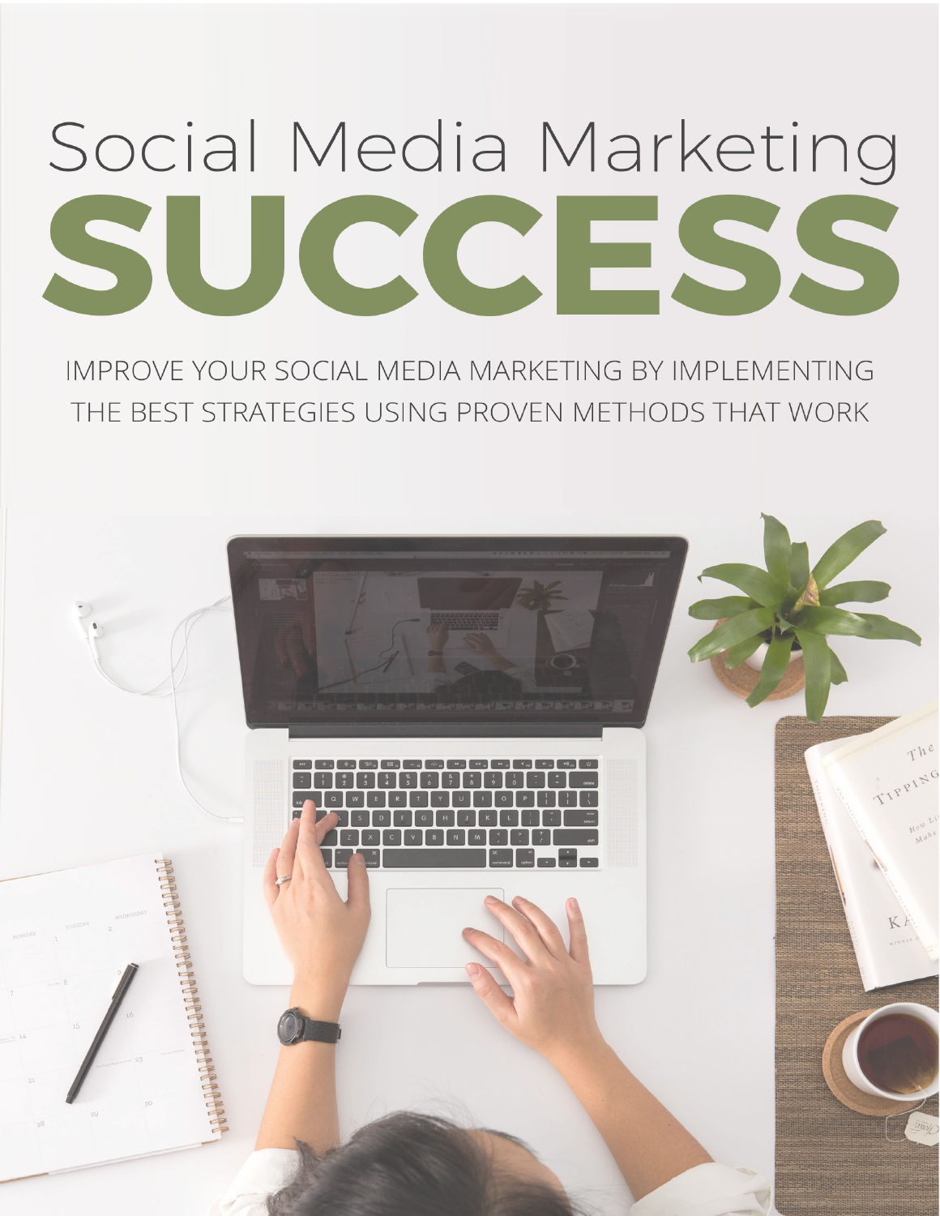# Social Media Marketing SUCCESS

IMPROVE YOUR SOCIAL MEDIA MARKETING BY IMPLEMENTING THE BEST STRATEGIES USING PROVEN METHODS THAT WORK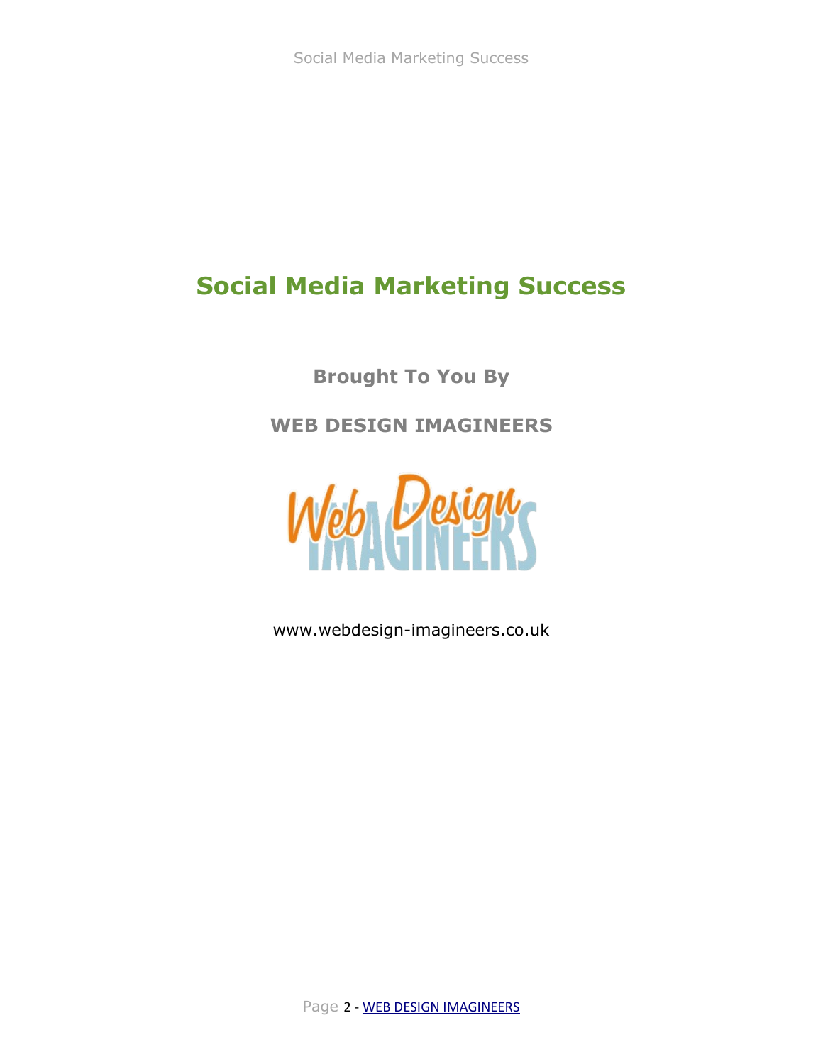# Social Media Marketing Success

**Brought To You By**

**WEB DESIGN IMAGINEERS**

www.webdesign-imagineers.co.uk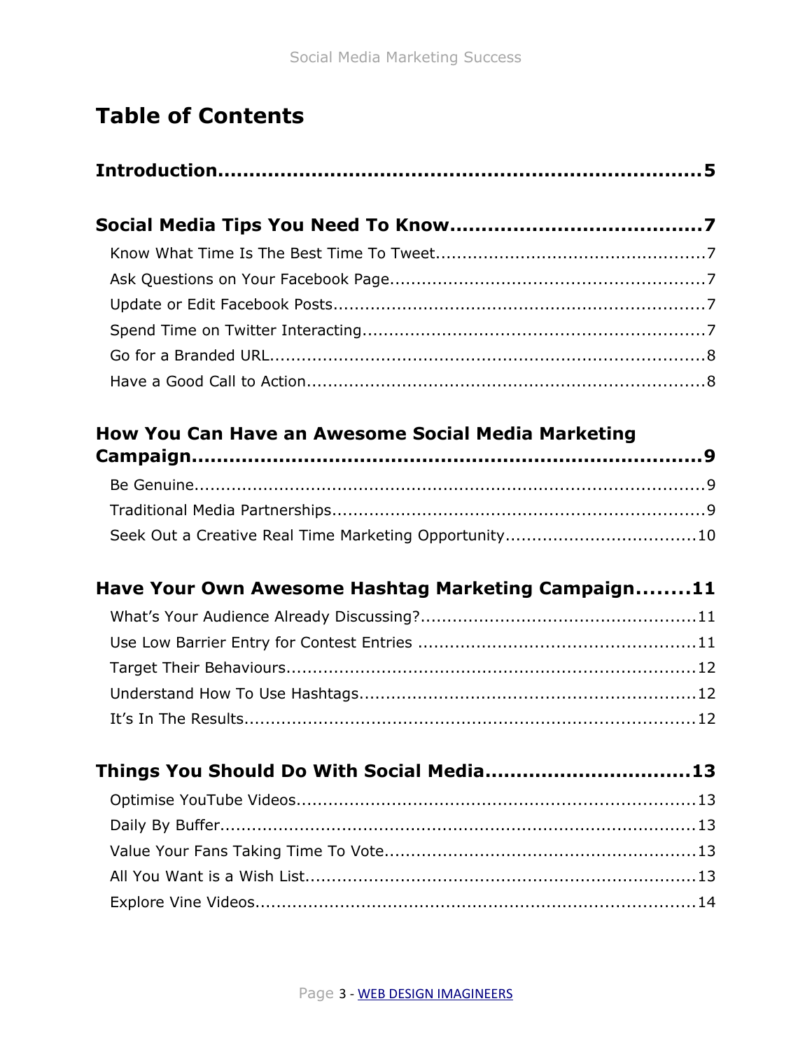# Table of Contents

**Introduction..........................................................................5**

**Social Media Tips You Need To Know......................................7**

- Know What Time Is The Best Time To Tweet..................................................7
- Ask Questions on Your Facebook Page..........................................................7
- Update or Edit Facebook Posts.....................................................................7
- Spend Time on Twitter Interacting................................................................7
- Go for a Branded URL..................................................................................8
- Have a Good Call to Action...........................................................................8

**How You Can Have an Awesome Social Media Marketing Campaign....................................................................................9**

- Be Genuine.................................................................................................9
- Traditional Media Partnerships......................................................................9
- Seek Out a Creative Real Time Marketing Opportunity...................................10

**Have Your Own Awesome Hashtag Marketing Campaign........11**

- What's Your Audience Already Discussing?...................................................11
- Use Low Barrier Entry for Contest Entries ...................................................11
- Target Their Behaviours..............................................................................12
- Understand How To Use Hashtags...............................................................12
- It's In The Results.....................................................................................12

**Things You Should Do With Social Media................................13**

- Optimise YouTube Videos...........................................................................13
- Daily By Buffer..........................................................................................13
- Value Your Fans Taking Time To Vote...........................................................13
- All You Want is a Wish List..........................................................................13
- Explore Vine Videos...................................................................................14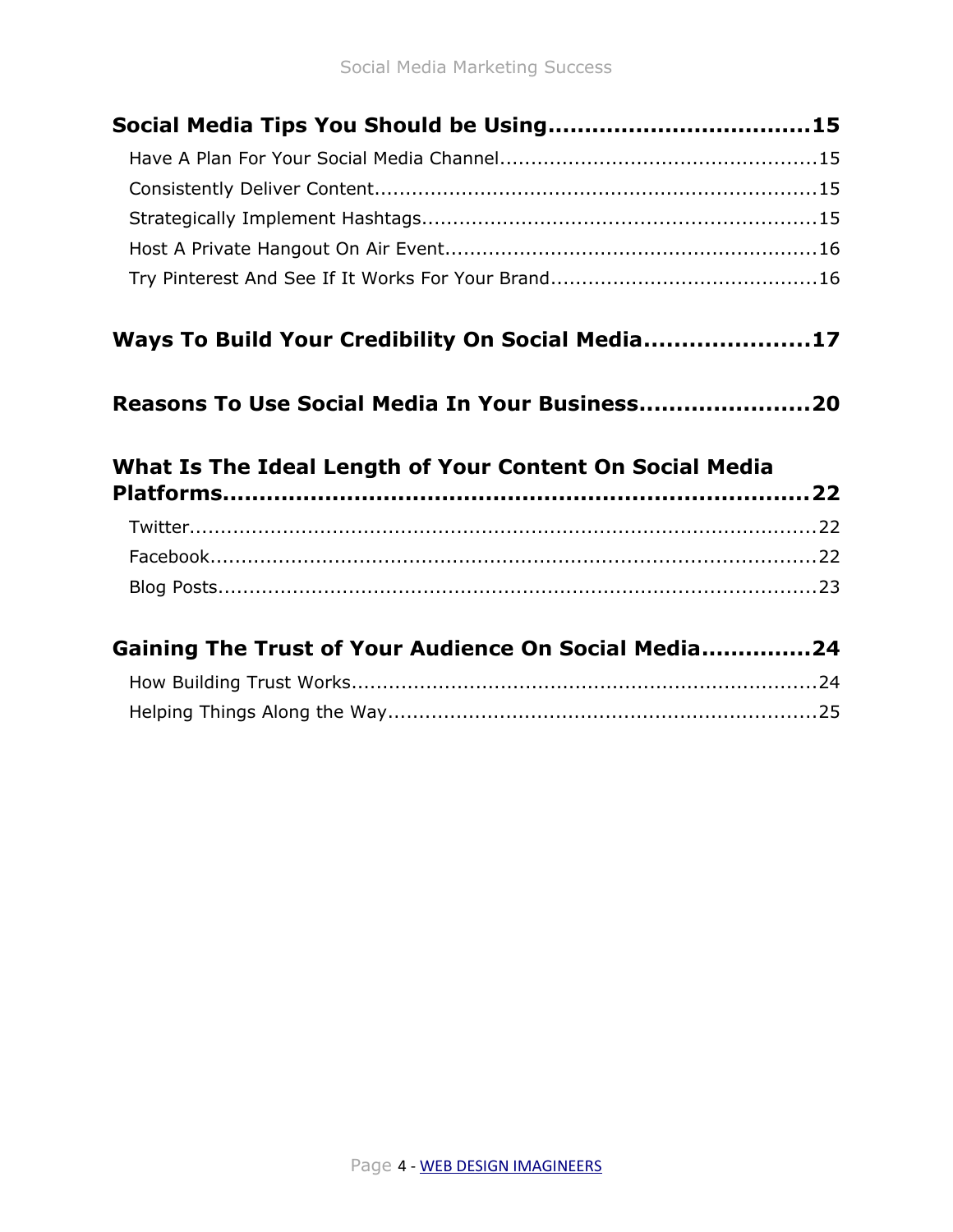**Social Media Tips You Should be Using....................................15**

Have A Plan For Your Social Media Channel....................................................15

Consistently Deliver Content.......................................................................15

Strategically Implement Hashtags...............................................................15

Host A Private Hangout On Air Event............................................................16

Try Pinterest And See If It Works For Your Brand..........................................16

**Ways To Build Your Credibility On Social Media......................17**

**Reasons To Use Social Media In Your Business.......................20**

**What Is The Ideal Length of Your Content On Social Media Platforms.........................................................................22**

Twitter.......................................................................................................22

Facebook...................................................................................................22

Blog Posts..................................................................................................23

**Gaining The Trust of Your Audience On Social Media..............24**

How Building Trust Works...........................................................................24

Helping Things Along the Way.....................................................................25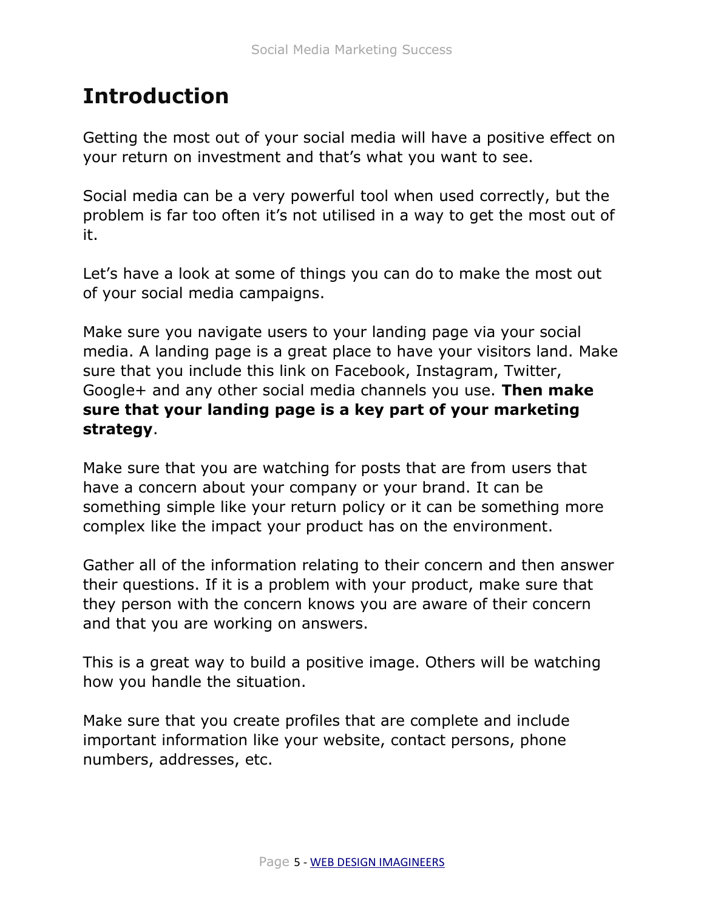# Introduction

Getting the most out of your social media will have a positive effect on your return on investment and that's what you want to see.

Social media can be a very powerful tool when used correctly, but the problem is far too often it's not utilised in a way to get the most out of it.

Let's have a look at some of things you can do to make the most out of your social media campaigns.

Make sure you navigate users to your landing page via your social media. A landing page is a great place to have your visitors land. Make sure that you include this link on Facebook, Instagram, Twitter, Google+ and any other social media channels you use. **Then make sure that your landing page is a key part of your marketing strategy**.

Make sure that you are watching for posts that are from users that have a concern about your company or your brand. It can be something simple like your return policy or it can be something more complex like the impact your product has on the environment.

Gather all of the information relating to their concern and then answer their questions. If it is a problem with your product, make sure that they person with the concern knows you are aware of their concern and that you are working on answers.

This is a great way to build a positive image. Others will be watching how you handle the situation.

Make sure that you create profiles that are complete and include important information like your website, contact persons, phone numbers, addresses, etc.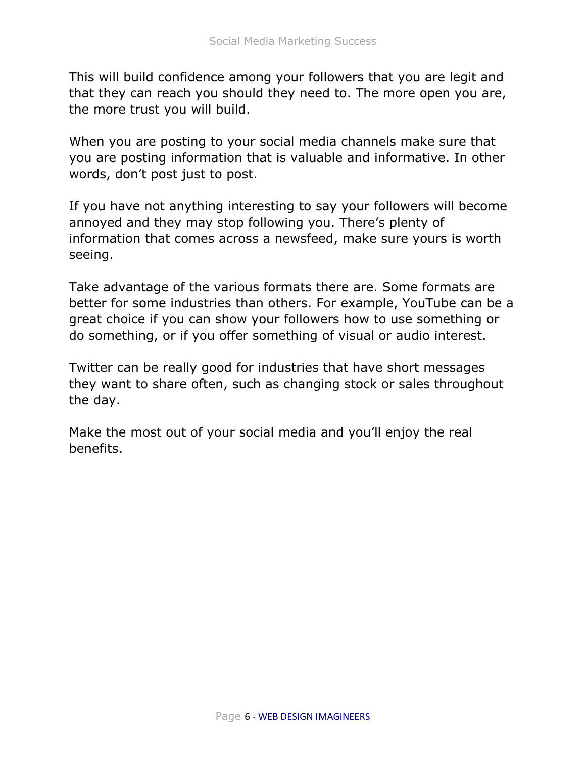This will build confidence among your followers that you are legit and that they can reach you should they need to. The more open you are, the more trust you will build.

When you are posting to your social media channels make sure that you are posting information that is valuable and informative. In other words, don't post just to post.

If you have not anything interesting to say your followers will become annoyed and they may stop following you. There's plenty of information that comes across a newsfeed, make sure yours is worth seeing.

Take advantage of the various formats there are. Some formats are better for some industries than others. For example, YouTube can be a great choice if you can show your followers how to use something or do something, or if you offer something of visual or audio interest.

Twitter can be really good for industries that have short messages they want to share often, such as changing stock or sales throughout the day.

Make the most out of your social media and you'll enjoy the real benefits.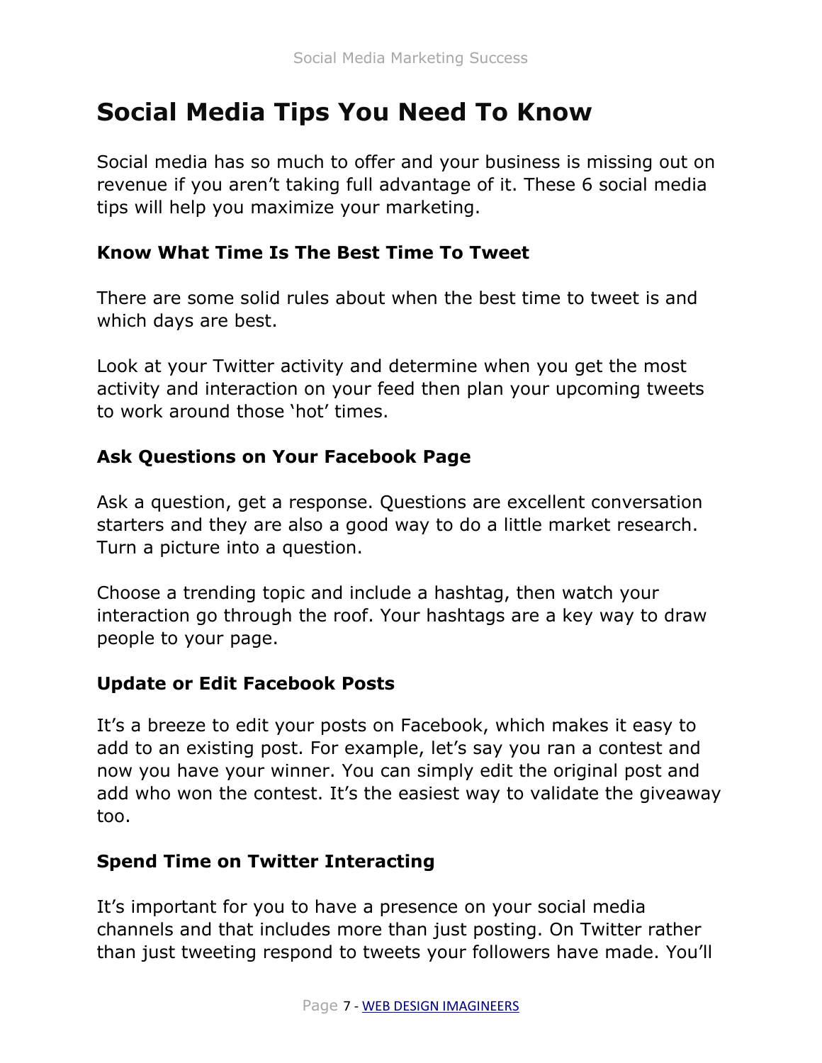# Social Media Tips You Need To Know

Social media has so much to offer and your business is missing out on revenue if you aren't taking full advantage of it. These 6 social media tips will help you maximize your marketing.

### Know What Time Is The Best Time To Tweet

There are some solid rules about when the best time to tweet is and which days are best.

Look at your Twitter activity and determine when you get the most activity and interaction on your feed then plan your upcoming tweets to work around those 'hot' times.

### Ask Questions on Your Facebook Page

Ask a question, get a response. Questions are excellent conversation starters and they are also a good way to do a little market research. Turn a picture into a question.

Choose a trending topic and include a hashtag, then watch your interaction go through the roof. Your hashtags are a key way to draw people to your page.

### Update or Edit Facebook Posts

It's a breeze to edit your posts on Facebook, which makes it easy to add to an existing post. For example, let's say you ran a contest and now you have your winner. You can simply edit the original post and add who won the contest. It's the easiest way to validate the giveaway too.

### Spend Time on Twitter Interacting

It's important for you to have a presence on your social media channels and that includes more than just posting. On Twitter rather than just tweeting respond to tweets your followers have made. You'll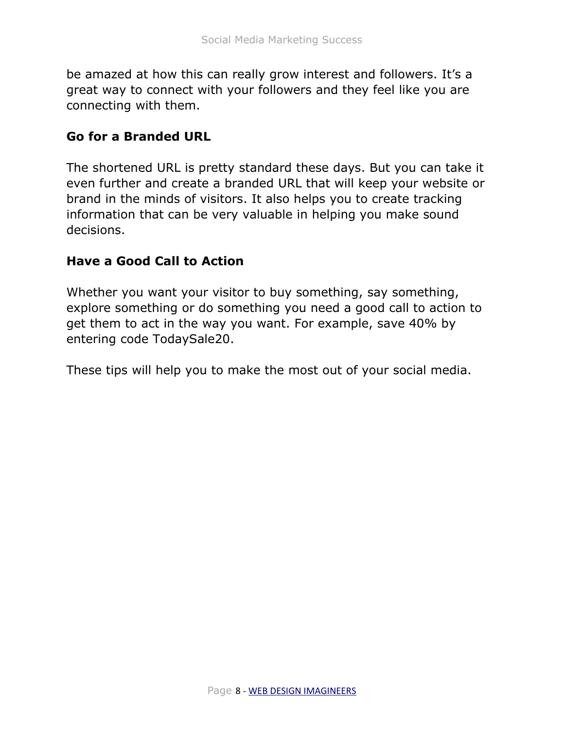be amazed at how this can really grow interest and followers. It's a great way to connect with your followers and they feel like you are connecting with them.

### Go for a Branded URL

The shortened URL is pretty standard these days. But you can take it even further and create a branded URL that will keep your website or brand in the minds of visitors. It also helps you to create tracking information that can be very valuable in helping you make sound decisions.

### Have a Good Call to Action

Whether you want your visitor to buy something, say something, explore something or do something you need a good call to action to get them to act in the way you want. For example, save 40% by entering code TodaySale20.

These tips will help you to make the most out of your social media.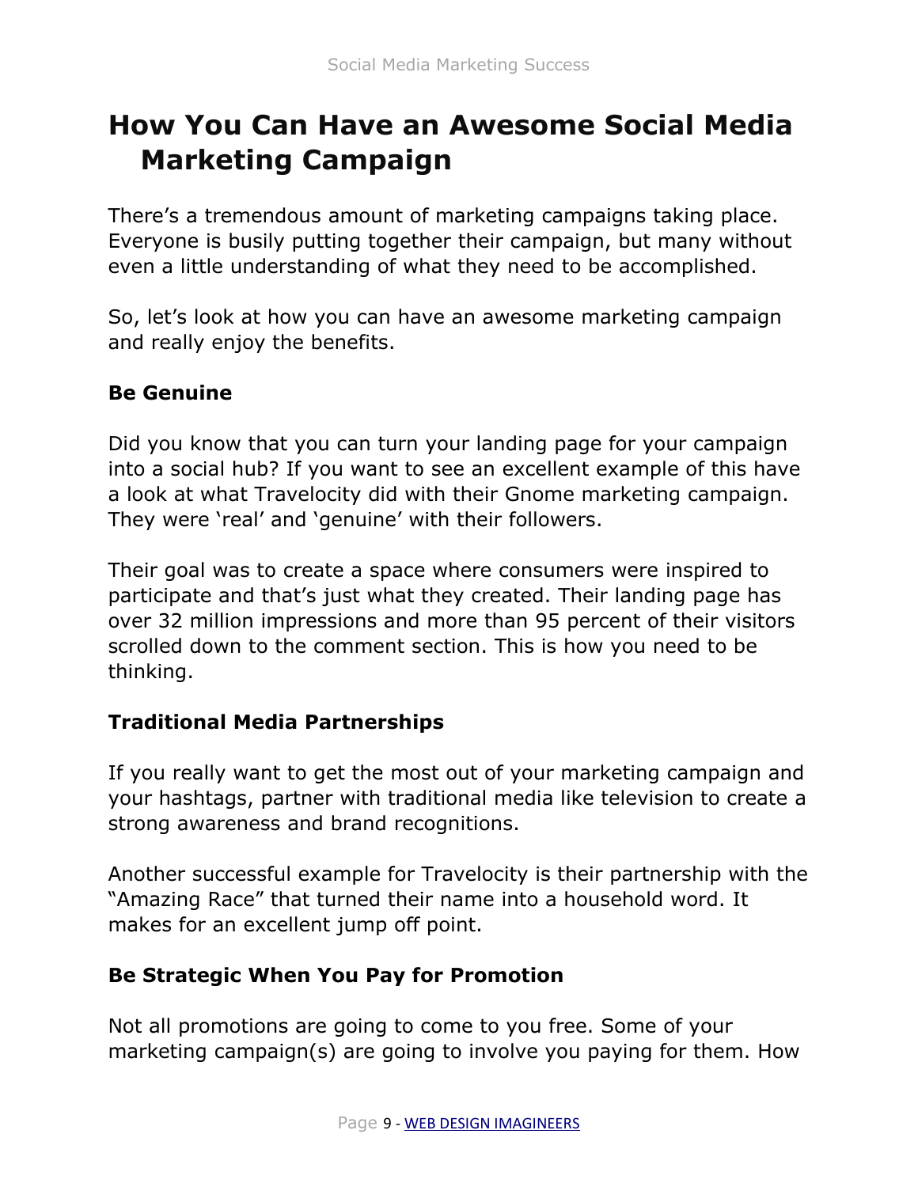# How You Can Have an Awesome Social Media Marketing Campaign

There's a tremendous amount of marketing campaigns taking place. Everyone is busily putting together their campaign, but many without even a little understanding of what they need to be accomplished.

So, let's look at how you can have an awesome marketing campaign and really enjoy the benefits.

**Be Genuine**

Did you know that you can turn your landing page for your campaign into a social hub? If you want to see an excellent example of this have a look at what Travelocity did with their Gnome marketing campaign. They were 'real' and 'genuine' with their followers.

Their goal was to create a space where consumers were inspired to participate and that's just what they created. Their landing page has over 32 million impressions and more than 95 percent of their visitors scrolled down to the comment section. This is how you need to be thinking.

**Traditional Media Partnerships**

If you really want to get the most out of your marketing campaign and your hashtags, partner with traditional media like television to create a strong awareness and brand recognitions.

Another successful example for Travelocity is their partnership with the "Amazing Race" that turned their name into a household word. It makes for an excellent jump off point.

**Be Strategic When You Pay for Promotion**

Not all promotions are going to come to you free. Some of your marketing campaign(s) are going to involve you paying for them. How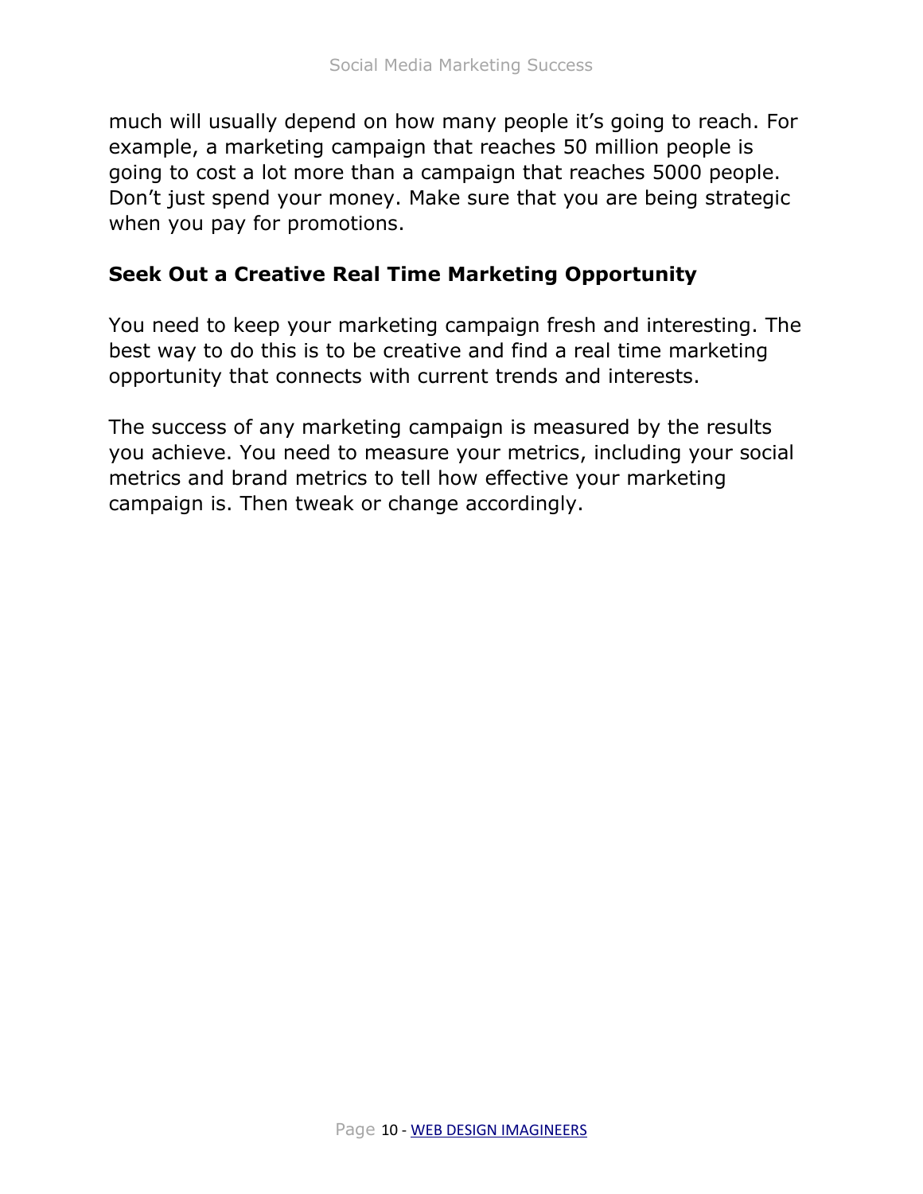much will usually depend on how many people it’s going to reach. For example, a marketing campaign that reaches 50 million people is going to cost a lot more than a campaign that reaches 5000 people. Don’t just spend your money. Make sure that you are being strategic when you pay for promotions.

### Seek Out a Creative Real Time Marketing Opportunity

You need to keep your marketing campaign fresh and interesting. The best way to do this is to be creative and find a real time marketing opportunity that connects with current trends and interests.

The success of any marketing campaign is measured by the results you achieve. You need to measure your metrics, including your social metrics and brand metrics to tell how effective your marketing campaign is. Then tweak or change accordingly.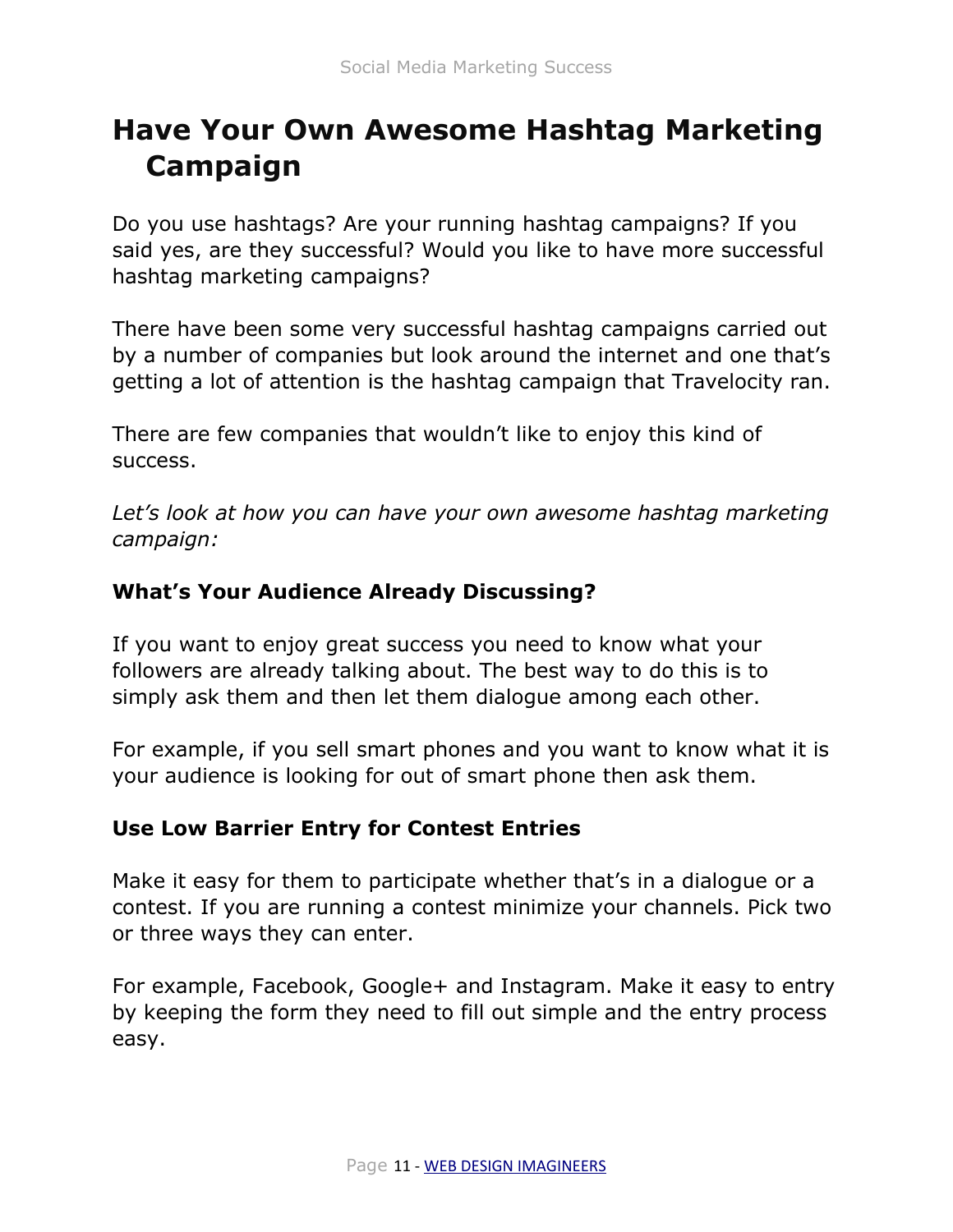# Have Your Own Awesome Hashtag Marketing Campaign

Do you use hashtags? Are your running hashtag campaigns? If you said yes, are they successful? Would you like to have more successful hashtag marketing campaigns?

There have been some very successful hashtag campaigns carried out by a number of companies but look around the internet and one that's getting a lot of attention is the hashtag campaign that Travelocity ran.

There are few companies that wouldn't like to enjoy this kind of success.

*Let's look at how you can have your own awesome hashtag marketing campaign:*

### What's Your Audience Already Discussing?

If you want to enjoy great success you need to know what your followers are already talking about. The best way to do this is to simply ask them and then let them dialogue among each other.

For example, if you sell smart phones and you want to know what it is your audience is looking for out of smart phone then ask them.

### Use Low Barrier Entry for Contest Entries

Make it easy for them to participate whether that's in a dialogue or a contest. If you are running a contest minimize your channels. Pick two or three ways they can enter.

For example, Facebook, Google+ and Instagram. Make it easy to entry by keeping the form they need to fill out simple and the entry process easy.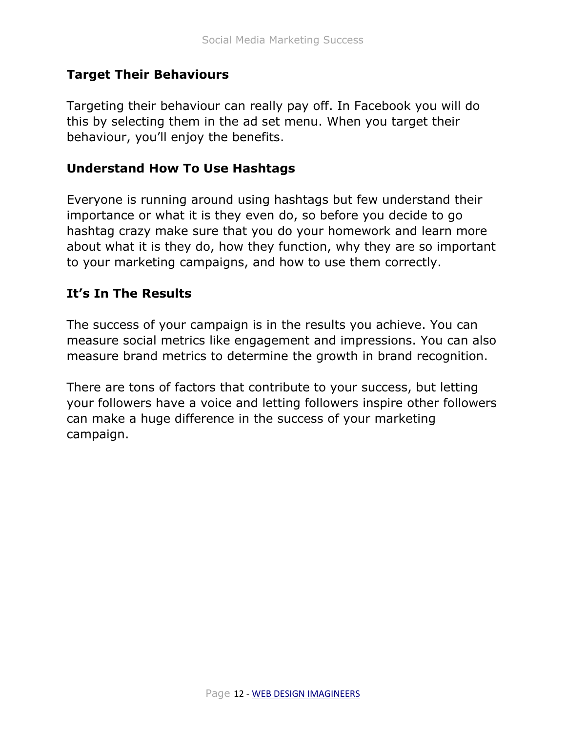### Target Their Behaviours

Targeting their behaviour can really pay off. In Facebook you will do this by selecting them in the ad set menu. When you target their behaviour, you'll enjoy the benefits.

### Understand How To Use Hashtags

Everyone is running around using hashtags but few understand their importance or what it is they even do, so before you decide to go hashtag crazy make sure that you do your homework and learn more about what it is they do, how they function, why they are so important to your marketing campaigns, and how to use them correctly.

### It's In The Results

The success of your campaign is in the results you achieve. You can measure social metrics like engagement and impressions. You can also measure brand metrics to determine the growth in brand recognition.

There are tons of factors that contribute to your success, but letting your followers have a voice and letting followers inspire other followers can make a huge difference in the success of your marketing campaign.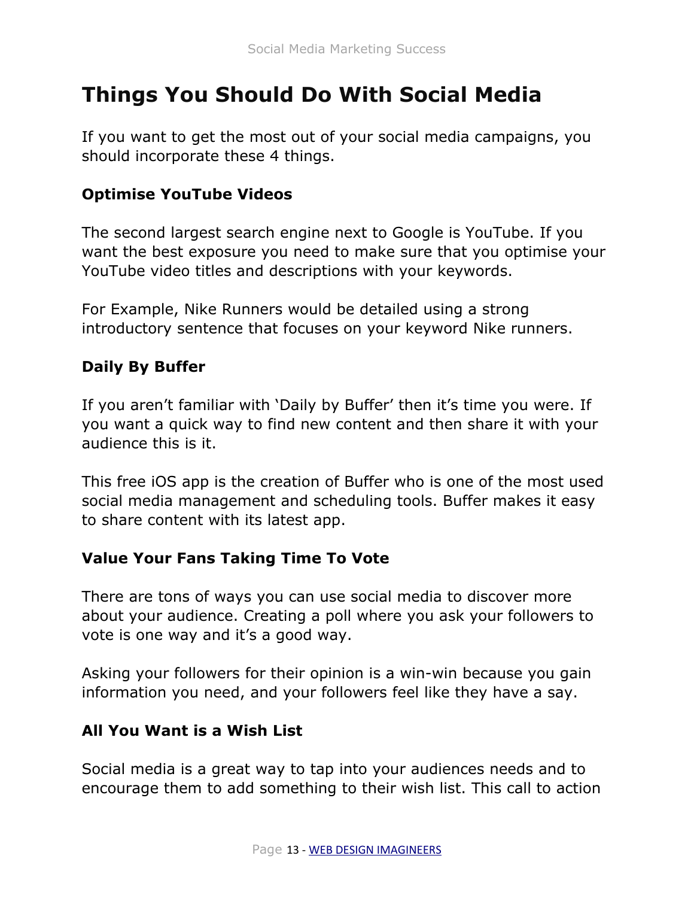# Things You Should Do With Social Media

If you want to get the most out of your social media campaigns, you should incorporate these 4 things.

### Optimise YouTube Videos

The second largest search engine next to Google is YouTube. If you want the best exposure you need to make sure that you optimise your YouTube video titles and descriptions with your keywords.

For Example, Nike Runners would be detailed using a strong introductory sentence that focuses on your keyword Nike runners.

### Daily By Buffer

If you aren't familiar with 'Daily by Buffer' then it's time you were. If you want a quick way to find new content and then share it with your audience this is it.

This free iOS app is the creation of Buffer who is one of the most used social media management and scheduling tools. Buffer makes it easy to share content with its latest app.

### Value Your Fans Taking Time To Vote

There are tons of ways you can use social media to discover more about your audience. Creating a poll where you ask your followers to vote is one way and it's a good way.

Asking your followers for their opinion is a win-win because you gain information you need, and your followers feel like they have a say.

### All You Want is a Wish List

Social media is a great way to tap into your audiences needs and to encourage them to add something to their wish list. This call to action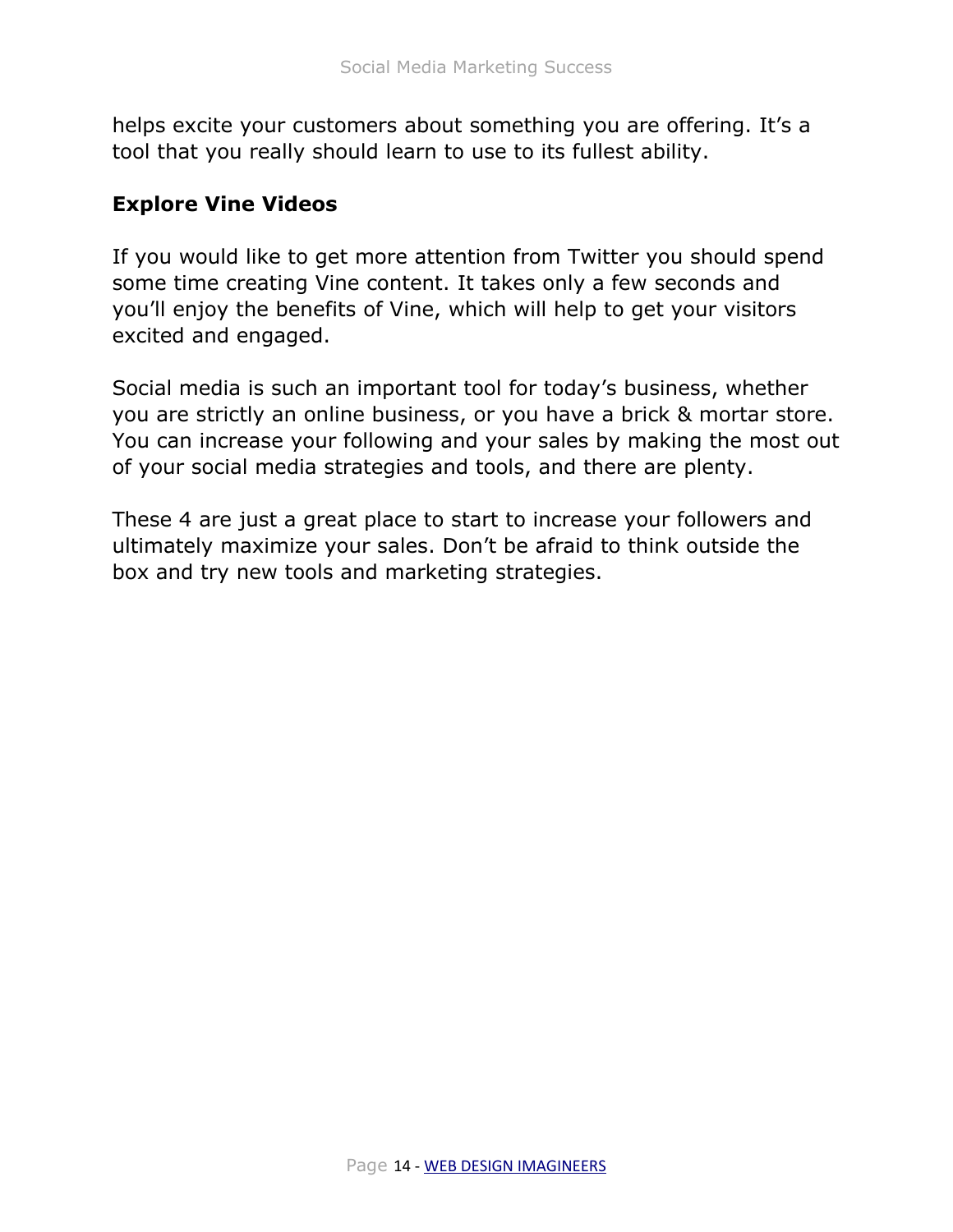helps excite your customers about something you are offering. It’s a tool that you really should learn to use to its fullest ability.

## Explore Vine Videos

If you would like to get more attention from Twitter you should spend some time creating Vine content. It takes only a few seconds and you’ll enjoy the benefits of Vine, which will help to get your visitors excited and engaged.

Social media is such an important tool for today’s business, whether you are strictly an online business, or you have a brick & mortar store. You can increase your following and your sales by making the most out of your social media strategies and tools, and there are plenty.

These 4 are just a great place to start to increase your followers and ultimately maximize your sales. Don’t be afraid to think outside the box and try new tools and marketing strategies.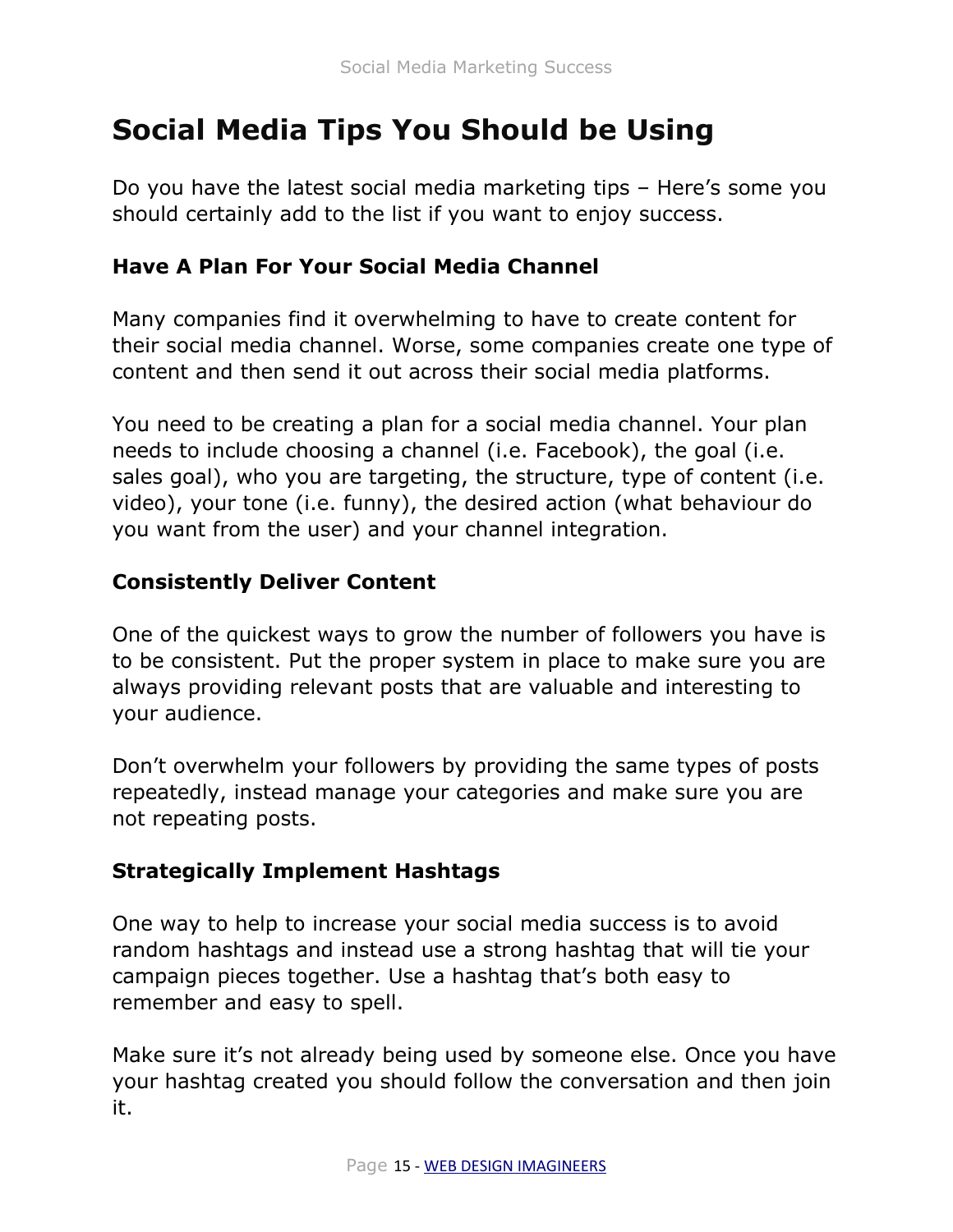# Social Media Tips You Should be Using

Do you have the latest social media marketing tips – Here's some you should certainly add to the list if you want to enjoy success.

### Have A Plan For Your Social Media Channel

Many companies find it overwhelming to have to create content for their social media channel. Worse, some companies create one type of content and then send it out across their social media platforms.

You need to be creating a plan for a social media channel. Your plan needs to include choosing a channel (i.e. Facebook), the goal (i.e. sales goal), who you are targeting, the structure, type of content (i.e. video), your tone (i.e. funny), the desired action (what behaviour do you want from the user) and your channel integration.

### Consistently Deliver Content

One of the quickest ways to grow the number of followers you have is to be consistent. Put the proper system in place to make sure you are always providing relevant posts that are valuable and interesting to your audience.

Don't overwhelm your followers by providing the same types of posts repeatedly, instead manage your categories and make sure you are not repeating posts.

### Strategically Implement Hashtags

One way to help to increase your social media success is to avoid random hashtags and instead use a strong hashtag that will tie your campaign pieces together. Use a hashtag that's both easy to remember and easy to spell.

Make sure it's not already being used by someone else. Once you have your hashtag created you should follow the conversation and then join it.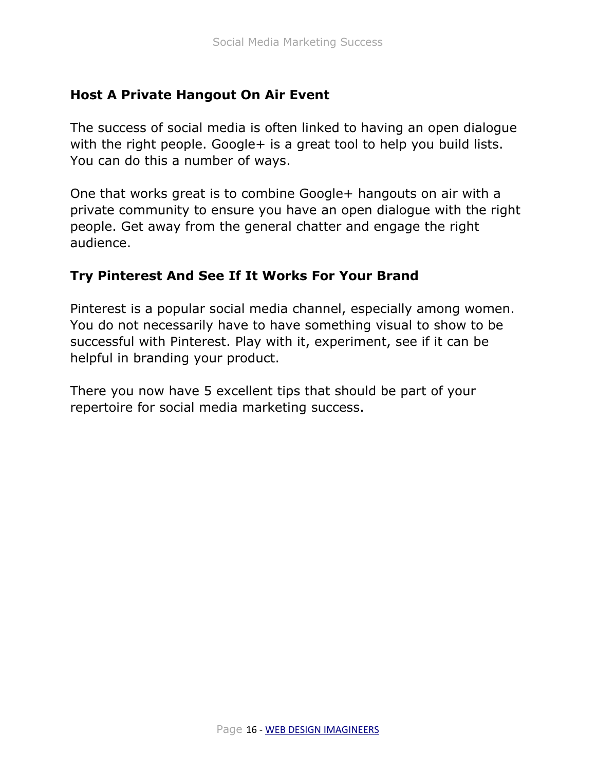### Host A Private Hangout On Air Event

The success of social media is often linked to having an open dialogue with the right people. Google+ is a great tool to help you build lists. You can do this a number of ways.

One that works great is to combine Google+ hangouts on air with a private community to ensure you have an open dialogue with the right people. Get away from the general chatter and engage the right audience.

### Try Pinterest And See If It Works For Your Brand

Pinterest is a popular social media channel, especially among women. You do not necessarily have to have something visual to show to be successful with Pinterest. Play with it, experiment, see if it can be helpful in branding your product.

There you now have 5 excellent tips that should be part of your repertoire for social media marketing success.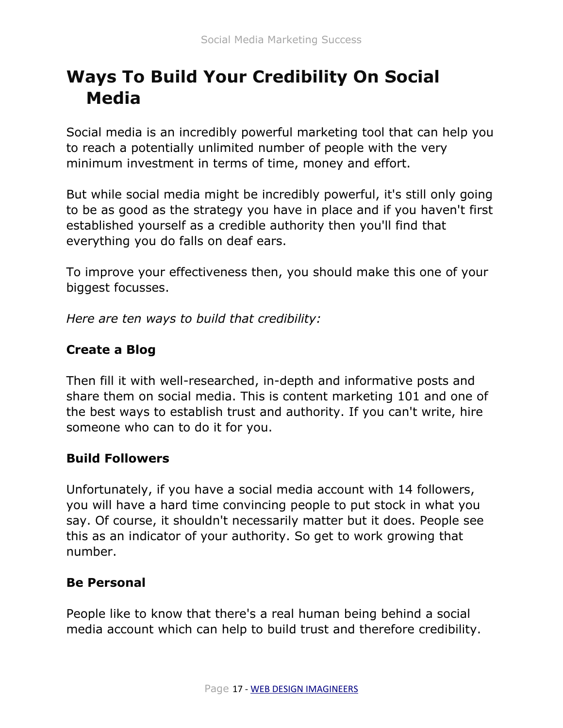# Ways To Build Your Credibility On Social Media

Social media is an incredibly powerful marketing tool that can help you to reach a potentially unlimited number of people with the very minimum investment in terms of time, money and effort.

But while social media might be incredibly powerful, it's still only going to be as good as the strategy you have in place and if you haven't first established yourself as a credible authority then you'll find that everything you do falls on deaf ears.

To improve your effectiveness then, you should make this one of your biggest focusses.

*Here are ten ways to build that credibility:*

**Create a Blog**

Then fill it with well-researched, in-depth and informative posts and share them on social media. This is content marketing 101 and one of the best ways to establish trust and authority. If you can't write, hire someone who can to do it for you.

**Build Followers**

Unfortunately, if you have a social media account with 14 followers, you will have a hard time convincing people to put stock in what you say. Of course, it shouldn't necessarily matter but it does. People see this as an indicator of your authority. So get to work growing that number.

**Be Personal**

People like to know that there's a real human being behind a social media account which can help to build trust and therefore credibility.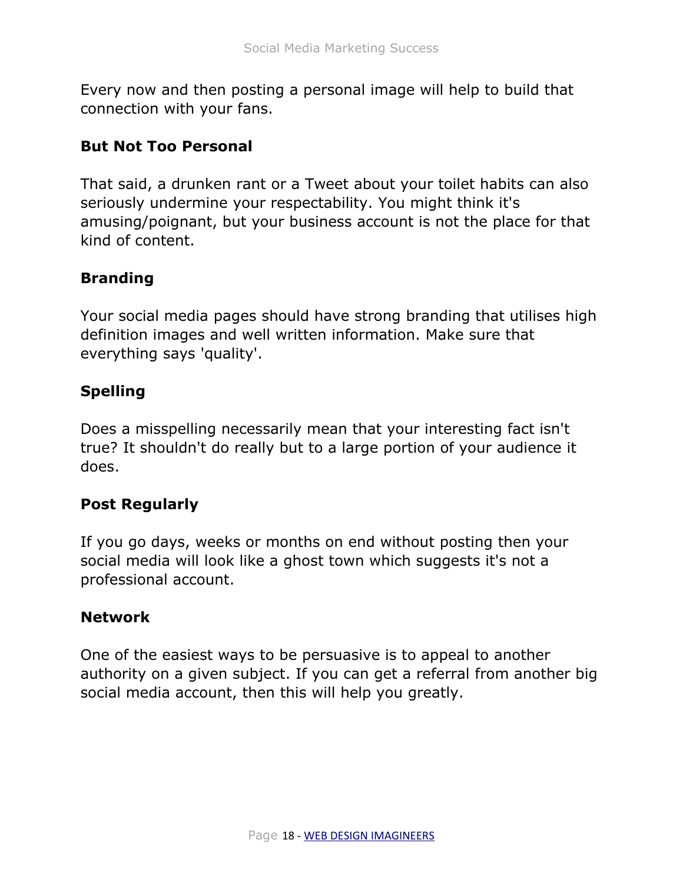Every now and then posting a personal image will help to build that connection with your fans.

**But Not Too Personal**

That said, a drunken rant or a Tweet about your toilet habits can also seriously undermine your respectability. You might think it's amusing/poignant, but your business account is not the place for that kind of content.

**Branding**

Your social media pages should have strong branding that utilises high definition images and well written information. Make sure that everything says 'quality'.

**Spelling**

Does a misspelling necessarily mean that your interesting fact isn't true? It shouldn't do really but to a large portion of your audience it does.

**Post Regularly**

If you go days, weeks or months on end without posting then your social media will look like a ghost town which suggests it's not a professional account.

**Network**

One of the easiest ways to be persuasive is to appeal to another authority on a given subject. If you can get a referral from another big social media account, then this will help you greatly.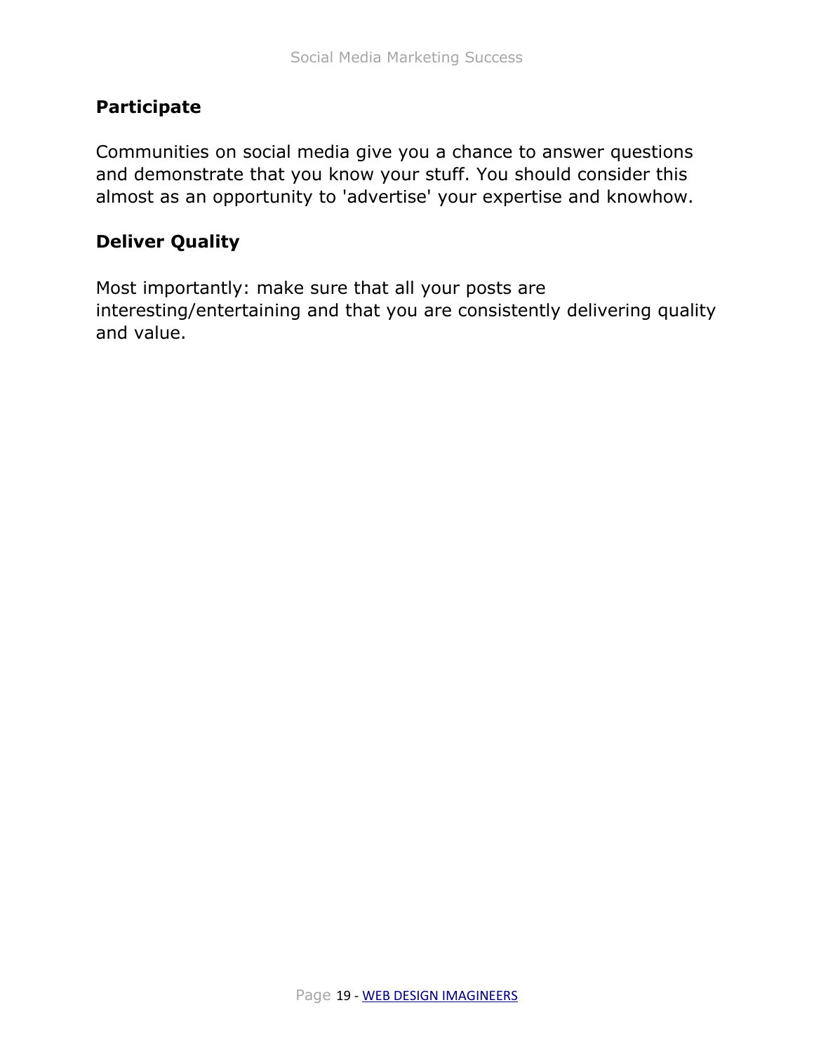### Participate

Communities on social media give you a chance to answer questions and demonstrate that you know your stuff. You should consider this almost as an opportunity to 'advertise' your expertise and knowhow.

### Deliver Quality

Most importantly: make sure that all your posts are interesting/entertaining and that you are consistently delivering quality and value.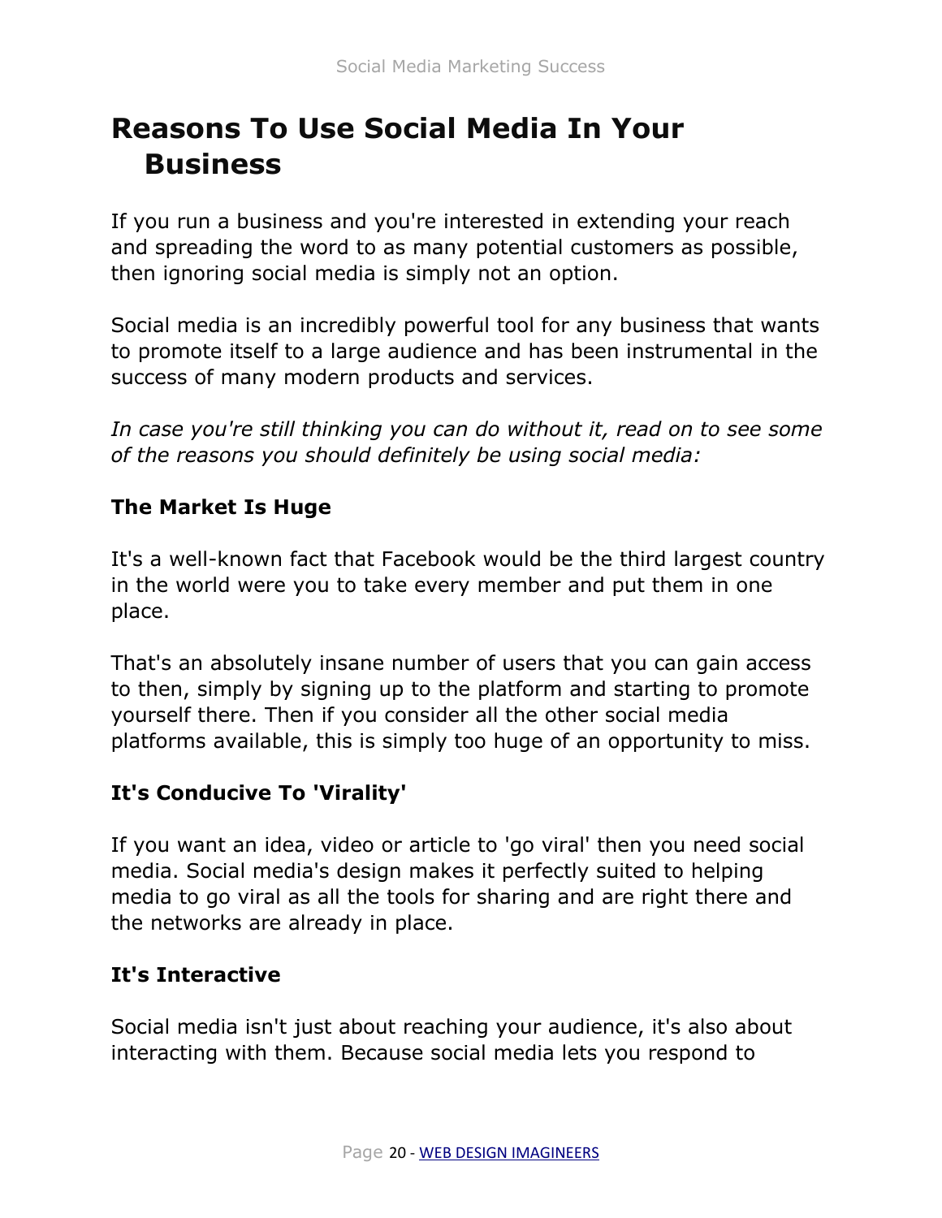# Reasons To Use Social Media In Your Business

If you run a business and you're interested in extending your reach and spreading the word to as many potential customers as possible, then ignoring social media is simply not an option.

Social media is an incredibly powerful tool for any business that wants to promote itself to a large audience and has been instrumental in the success of many modern products and services.

*In case you're still thinking you can do without it, read on to see some of the reasons you should definitely be using social media:*

**The Market Is Huge**

It's a well-known fact that Facebook would be the third largest country in the world were you to take every member and put them in one place.

That's an absolutely insane number of users that you can gain access to then, simply by signing up to the platform and starting to promote yourself there. Then if you consider all the other social media platforms available, this is simply too huge of an opportunity to miss.

**It's Conducive To 'Virality'**

If you want an idea, video or article to 'go viral' then you need social media. Social media's design makes it perfectly suited to helping media to go viral as all the tools for sharing and are right there and the networks are already in place.

**It's Interactive**

Social media isn't just about reaching your audience, it's also about interacting with them. Because social media lets you respond to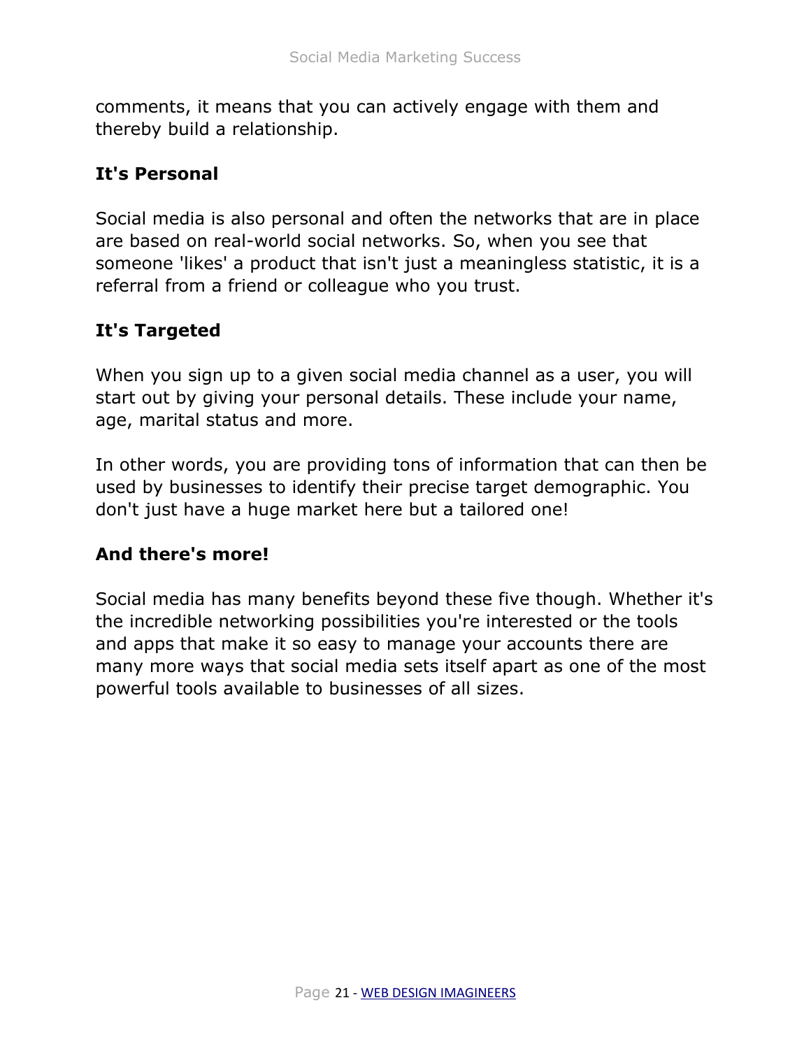comments, it means that you can actively engage with them and thereby build a relationship.

**It's Personal**

Social media is also personal and often the networks that are in place are based on real-world social networks. So, when you see that someone 'likes' a product that isn't just a meaningless statistic, it is a referral from a friend or colleague who you trust.

**It's Targeted**

When you sign up to a given social media channel as a user, you will start out by giving your personal details. These include your name, age, marital status and more.

In other words, you are providing tons of information that can then be used by businesses to identify their precise target demographic. You don't just have a huge market here but a tailored one!

**And there's more!**

Social media has many benefits beyond these five though. Whether it's the incredible networking possibilities you're interested or the tools and apps that make it so easy to manage your accounts there are many more ways that social media sets itself apart as one of the most powerful tools available to businesses of all sizes.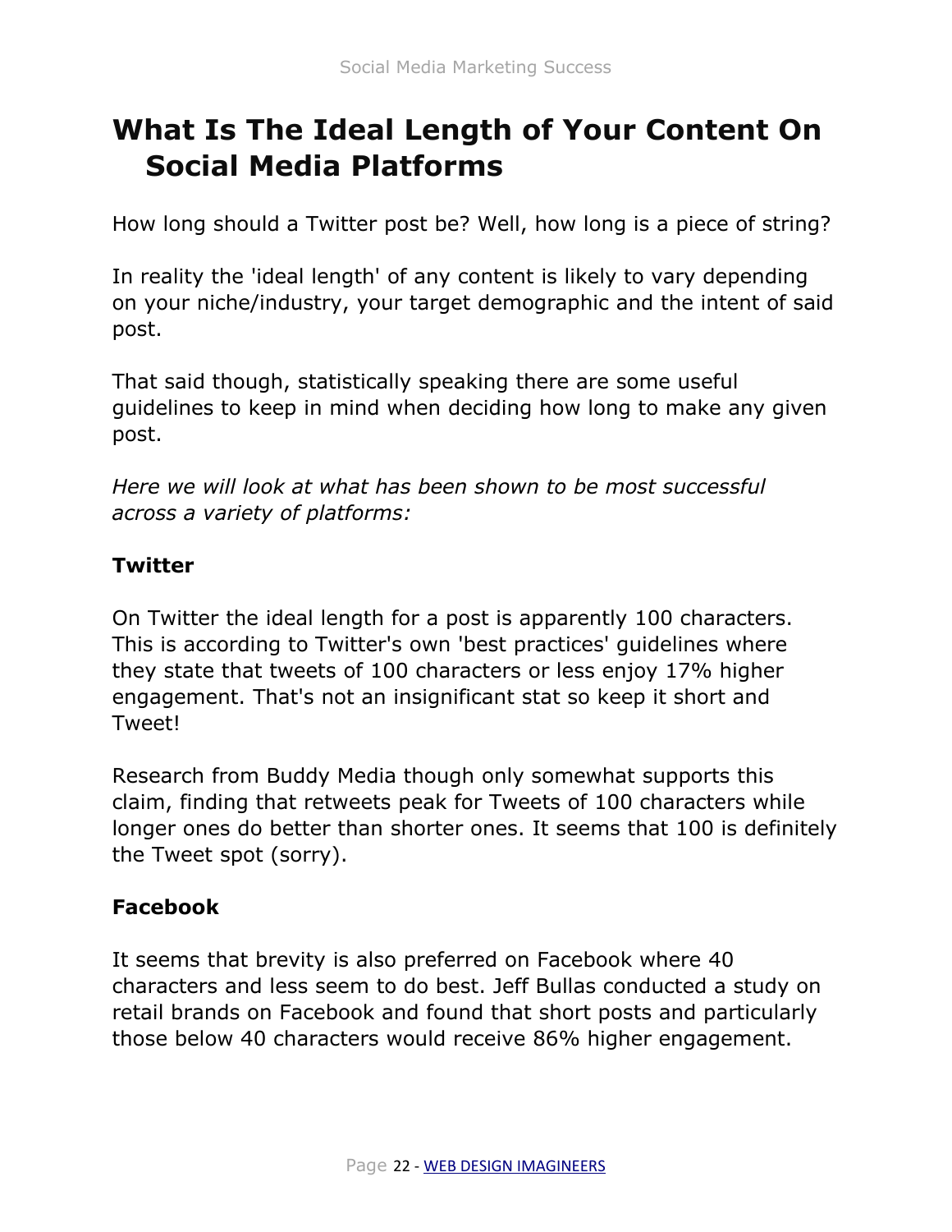# What Is The Ideal Length of Your Content On Social Media Platforms

How long should a Twitter post be? Well, how long is a piece of string?

In reality the 'ideal length' of any content is likely to vary depending on your niche/industry, your target demographic and the intent of said post.

That said though, statistically speaking there are some useful guidelines to keep in mind when deciding how long to make any given post.

*Here we will look at what has been shown to be most successful across a variety of platforms:*

**Twitter**

On Twitter the ideal length for a post is apparently 100 characters. This is according to Twitter's own 'best practices' guidelines where they state that tweets of 100 characters or less enjoy 17% higher engagement. That's not an insignificant stat so keep it short and Tweet!

Research from Buddy Media though only somewhat supports this claim, finding that retweets peak for Tweets of 100 characters while longer ones do better than shorter ones. It seems that 100 is definitely the Tweet spot (sorry).

**Facebook**

It seems that brevity is also preferred on Facebook where 40 characters and less seem to do best. Jeff Bullas conducted a study on retail brands on Facebook and found that short posts and particularly those below 40 characters would receive 86% higher engagement.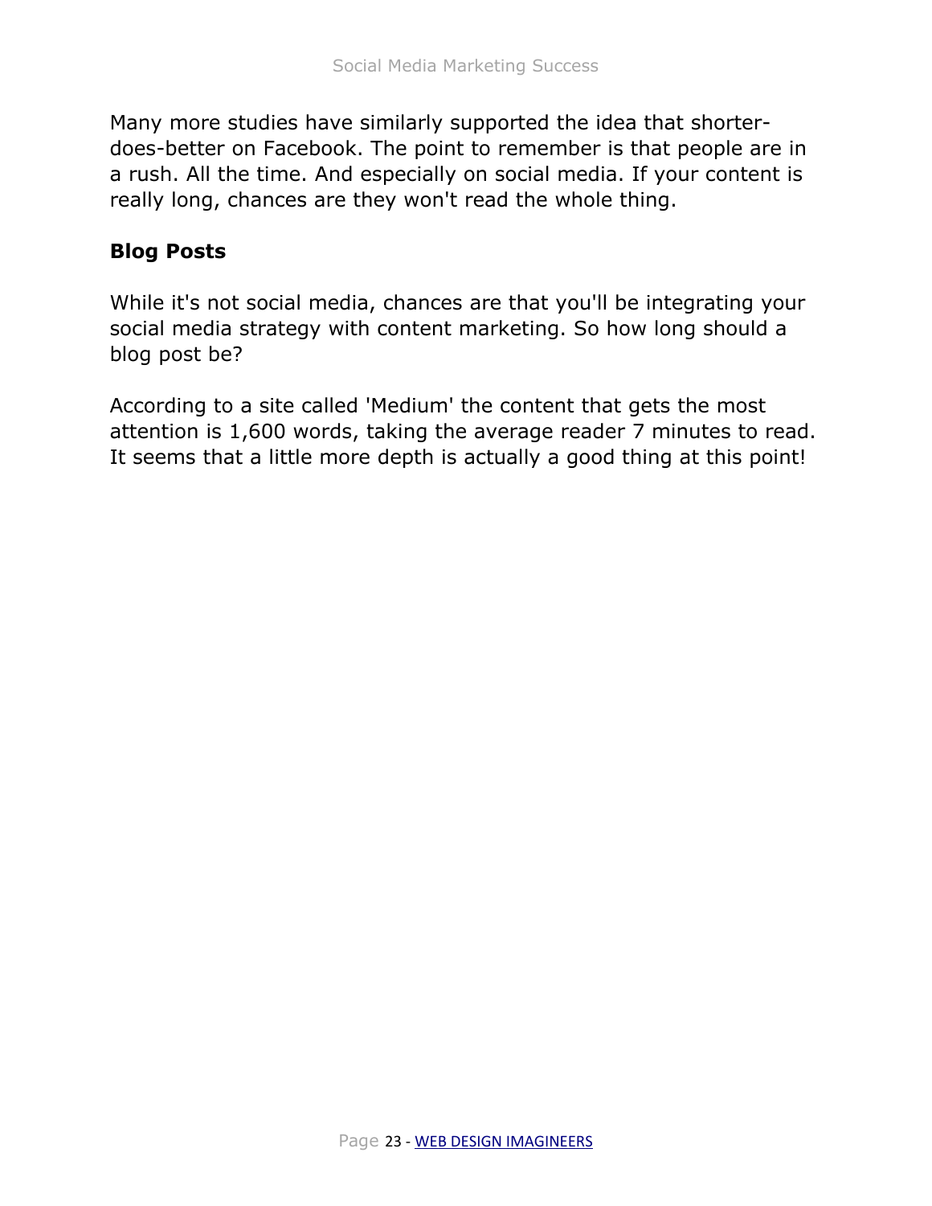Many more studies have similarly supported the idea that shorter-does-better on Facebook. The point to remember is that people are in a rush. All the time. And especially on social media. If your content is really long, chances are they won't read the whole thing.

**Blog Posts**

While it's not social media, chances are that you'll be integrating your social media strategy with content marketing. So how long should a blog post be?

According to a site called 'Medium' the content that gets the most attention is 1,600 words, taking the average reader 7 minutes to read. It seems that a little more depth is actually a good thing at this point!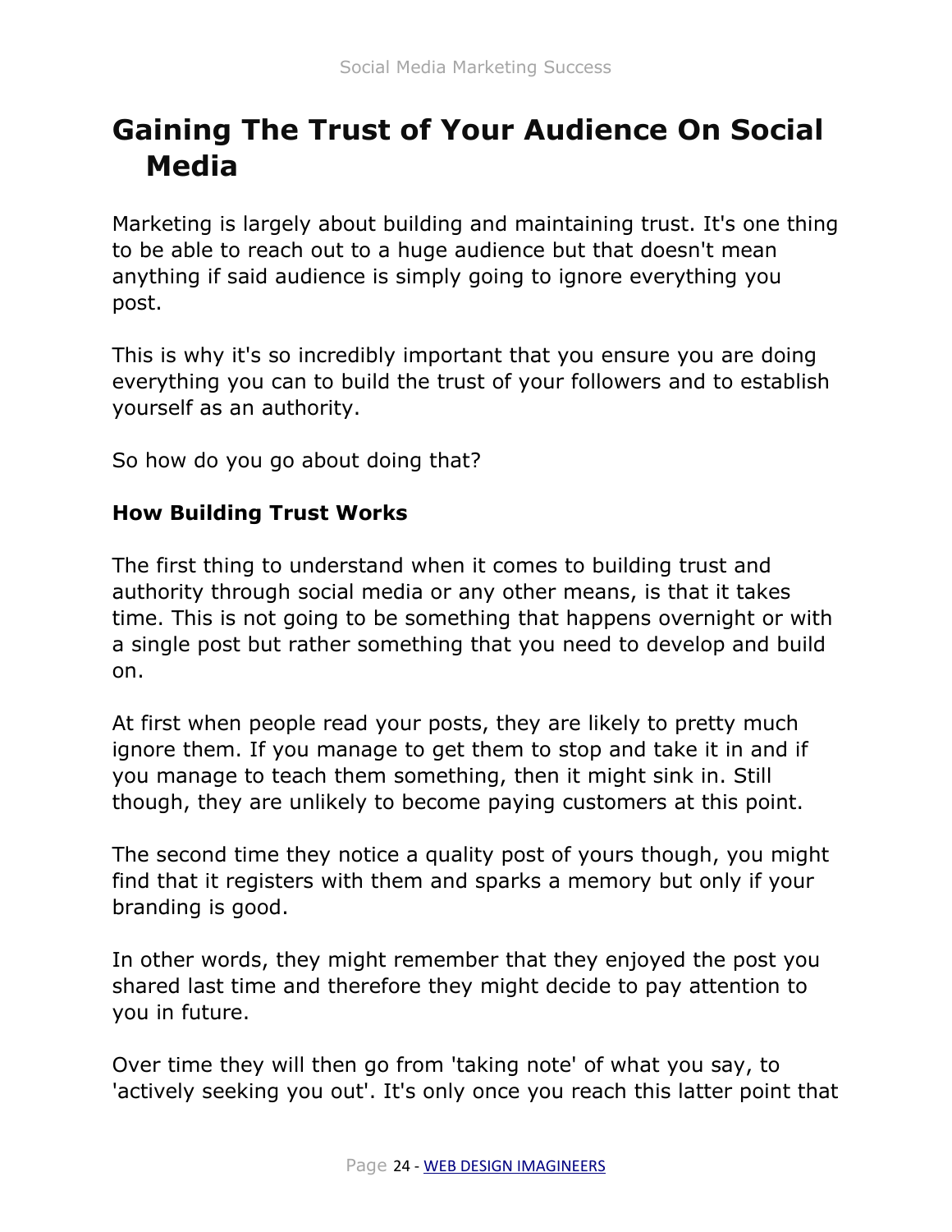# Gaining The Trust of Your Audience On Social Media

Marketing is largely about building and maintaining trust. It's one thing to be able to reach out to a huge audience but that doesn't mean anything if said audience is simply going to ignore everything you post.

This is why it's so incredibly important that you ensure you are doing everything you can to build the trust of your followers and to establish yourself as an authority.

So how do you go about doing that?

**How Building Trust Works**

The first thing to understand when it comes to building trust and authority through social media or any other means, is that it takes time. This is not going to be something that happens overnight or with a single post but rather something that you need to develop and build on.

At first when people read your posts, they are likely to pretty much ignore them. If you manage to get them to stop and take it in and if you manage to teach them something, then it might sink in. Still though, they are unlikely to become paying customers at this point.

The second time they notice a quality post of yours though, you might find that it registers with them and sparks a memory but only if your branding is good.

In other words, they might remember that they enjoyed the post you shared last time and therefore they might decide to pay attention to you in future.

Over time they will then go from 'taking note' of what you say, to 'actively seeking you out'. It's only once you reach this latter point that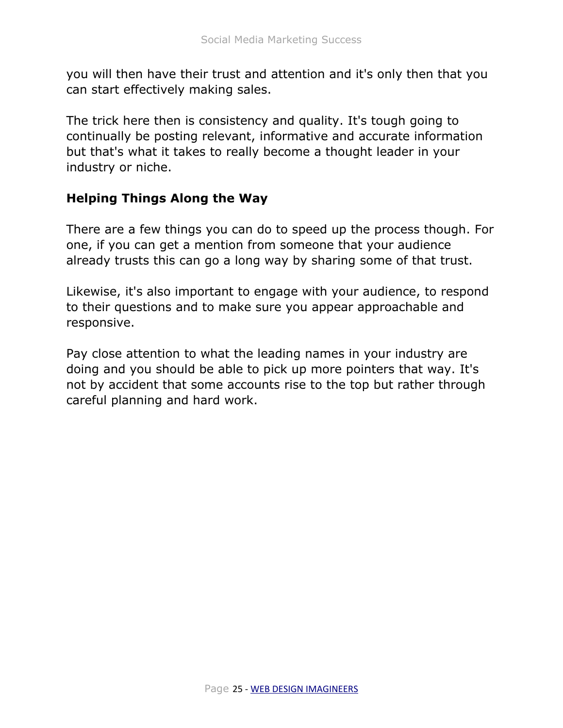you will then have their trust and attention and it's only then that you can start effectively making sales.

The trick here then is consistency and quality. It's tough going to continually be posting relevant, informative and accurate information but that's what it takes to really become a thought leader in your industry or niche.

## Helping Things Along the Way

There are a few things you can do to speed up the process though. For one, if you can get a mention from someone that your audience already trusts this can go a long way by sharing some of that trust.

Likewise, it's also important to engage with your audience, to respond to their questions and to make sure you appear approachable and responsive.

Pay close attention to what the leading names in your industry are doing and you should be able to pick up more pointers that way. It's not by accident that some accounts rise to the top but rather through careful planning and hard work.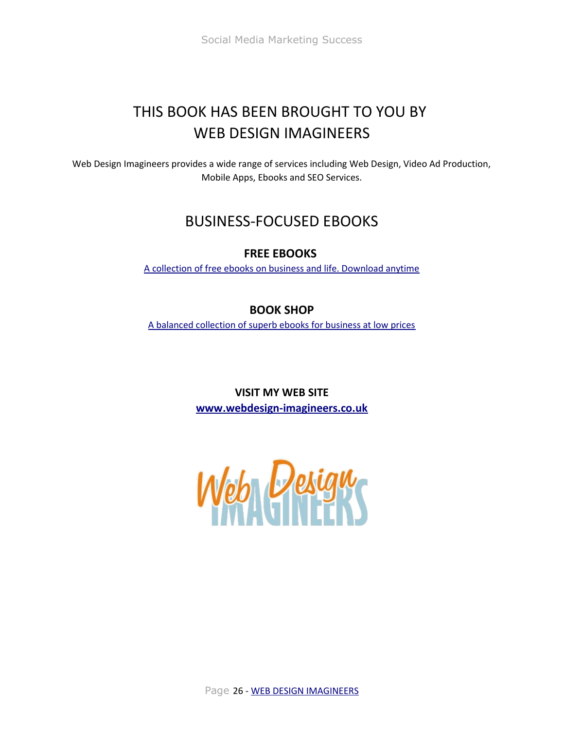# THIS BOOK HAS BEEN BROUGHT TO YOU BY WEB DESIGN IMAGINEERS

Web Design Imagineers provides a wide range of services including Web Design, Video Ad Production, Mobile Apps, Ebooks and SEO Services.

## BUSINESS-FOCUSED EBOOKS

**FREE EBOOKS**

A collection of free ebooks on business and life. Download anytime

**BOOK SHOP**

A balanced collection of superb ebooks for business at low prices

**VISIT MY WEB SITE**

**www.webdesign-imagineers.co.uk**